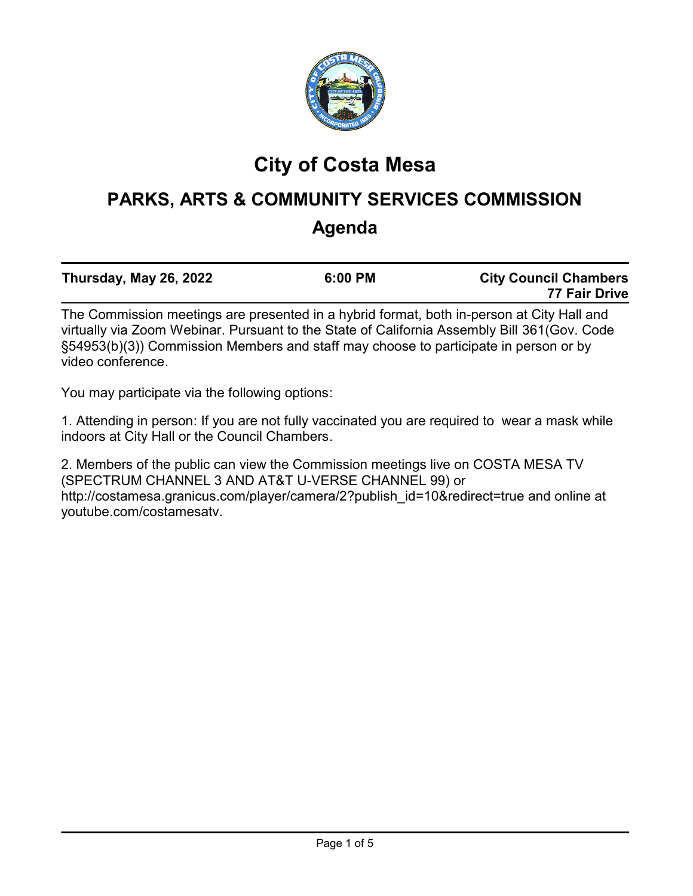# City of Costa Mesa

## PARKS, ARTS & COMMUNITY SERVICES COMMISSION

## Agenda

| **Thursday, May 26, 2022** | **6:00 PM** | **City Council Chambers 77 Fair Drive** |
|---|---|---|

The Commission meetings are presented in a hybrid format, both in-person at City Hall and virtually via Zoom Webinar. Pursuant to the State of California Assembly Bill 361(Gov. Code §54953(b)(3)) Commission Members and staff may choose to participate in person or by video conference.

You may participate via the following options:

1. Attending in person: If you are not fully vaccinated you are required to wear a mask while indoors at City Hall or the Council Chambers.

2. Members of the public can view the Commission meetings live on COSTA MESA TV (SPECTRUM CHANNEL 3 AND AT&T U-VERSE CHANNEL 99) or http://costamesa.granicus.com/player/camera/2?publish_id=10&redirect=true and online at youtube.com/costamesatv.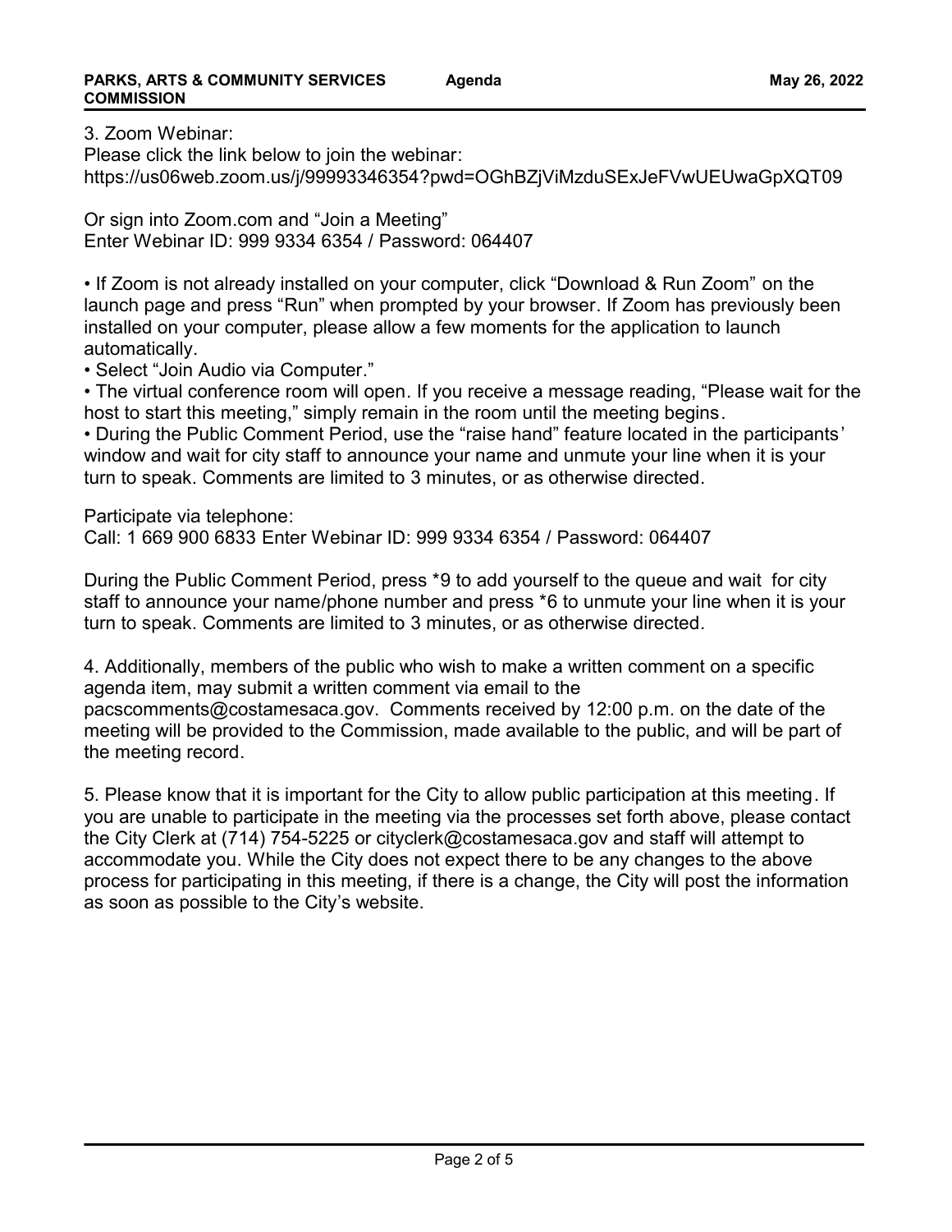3. Zoom Webinar:
Please click the link below to join the webinar:
https://us06web.zoom.us/j/99993346354?pwd=OGhBZjViMzduSExJeFVwUEUwaGpXQT09

Or sign into Zoom.com and “Join a Meeting”
Enter Webinar ID: 999 9334 6354 / Password: 064407

- If Zoom is not already installed on your computer, click “Download & Run Zoom” on the launch page and press “Run” when prompted by your browser. If Zoom has previously been installed on your computer, please allow a few moments for the application to launch automatically.
- Select “Join Audio via Computer.”
- The virtual conference room will open. If you receive a message reading, “Please wait for the host to start this meeting,” simply remain in the room until the meeting begins.
- During the Public Comment Period, use the “raise hand” feature located in the participants’ window and wait for city staff to announce your name and unmute your line when it is your turn to speak. Comments are limited to 3 minutes, or as otherwise directed.

Participate via telephone:
Call: 1 669 900 6833 Enter Webinar ID: 999 9334 6354 / Password: 064407

During the Public Comment Period, press *9 to add yourself to the queue and wait for city staff to announce your name/phone number and press *6 to unmute your line when it is your turn to speak. Comments are limited to 3 minutes, or as otherwise directed.

4. Additionally, members of the public who wish to make a written comment on a specific agenda item, may submit a written comment via email to the pacscomments@costamesaca.gov. Comments received by 12:00 p.m. on the date of the meeting will be provided to the Commission, made available to the public, and will be part of the meeting record.

5. Please know that it is important for the City to allow public participation at this meeting. If you are unable to participate in the meeting via the processes set forth above, please contact the City Clerk at (714) 754-5225 or cityclerk@costamesaca.gov and staff will attempt to accommodate you. While the City does not expect there to be any changes to the above process for participating in this meeting, if there is a change, the City will post the information as soon as possible to the City’s website.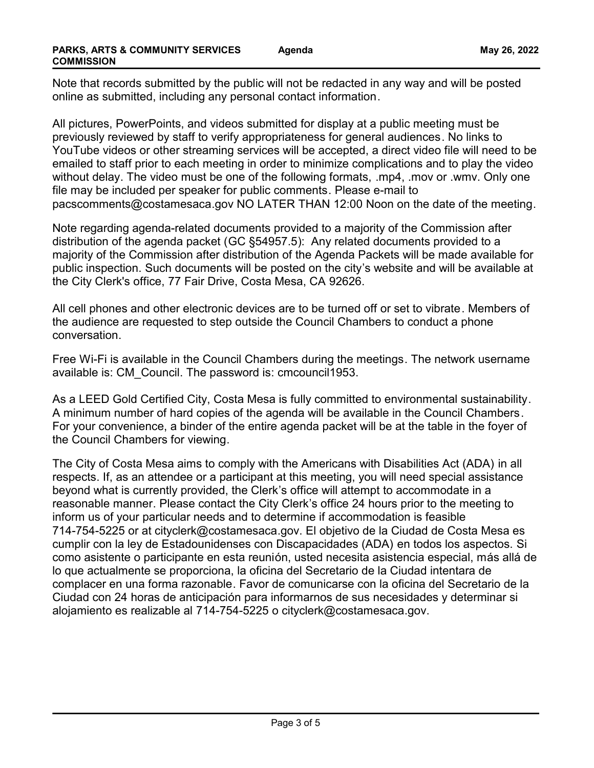Note that records submitted by the public will not be redacted in any way and will be posted online as submitted, including any personal contact information.

All pictures, PowerPoints, and videos submitted for display at a public meeting must be previously reviewed by staff to verify appropriateness for general audiences. No links to YouTube videos or other streaming services will be accepted, a direct video file will need to be emailed to staff prior to each meeting in order to minimize complications and to play the video without delay. The video must be one of the following formats, .mp4, .mov or .wmv. Only one file may be included per speaker for public comments. Please e-mail to pacscomments@costamesaca.gov NO LATER THAN 12:00 Noon on the date of the meeting.

Note regarding agenda-related documents provided to a majority of the Commission after distribution of the agenda packet (GC §54957.5): Any related documents provided to a majority of the Commission after distribution of the Agenda Packets will be made available for public inspection. Such documents will be posted on the city's website and will be available at the City Clerk's office, 77 Fair Drive, Costa Mesa, CA 92626.

All cell phones and other electronic devices are to be turned off or set to vibrate. Members of the audience are requested to step outside the Council Chambers to conduct a phone conversation.

Free Wi-Fi is available in the Council Chambers during the meetings. The network username available is: CM_Council. The password is: cmcouncil1953.

As a LEED Gold Certified City, Costa Mesa is fully committed to environmental sustainability. A minimum number of hard copies of the agenda will be available in the Council Chambers. For your convenience, a binder of the entire agenda packet will be at the table in the foyer of the Council Chambers for viewing.

The City of Costa Mesa aims to comply with the Americans with Disabilities Act (ADA) in all respects. If, as an attendee or a participant at this meeting, you will need special assistance beyond what is currently provided, the Clerk's office will attempt to accommodate in a reasonable manner. Please contact the City Clerk's office 24 hours prior to the meeting to inform us of your particular needs and to determine if accommodation is feasible 714-754-5225 or at cityclerk@costamesaca.gov. El objetivo de la Ciudad de Costa Mesa es cumplir con la ley de Estadounidenses con Discapacidades (ADA) en todos los aspectos. Si como asistente o participante en esta reunión, usted necesita asistencia especial, más allá de lo que actualmente se proporciona, la oficina del Secretario de la Ciudad intentara de complacer en una forma razonable. Favor de comunicarse con la oficina del Secretario de la Ciudad con 24 horas de anticipación para informarnos de sus necesidades y determinar si alojamiento es realizable al 714-754-5225 o cityclerk@costamesaca.gov.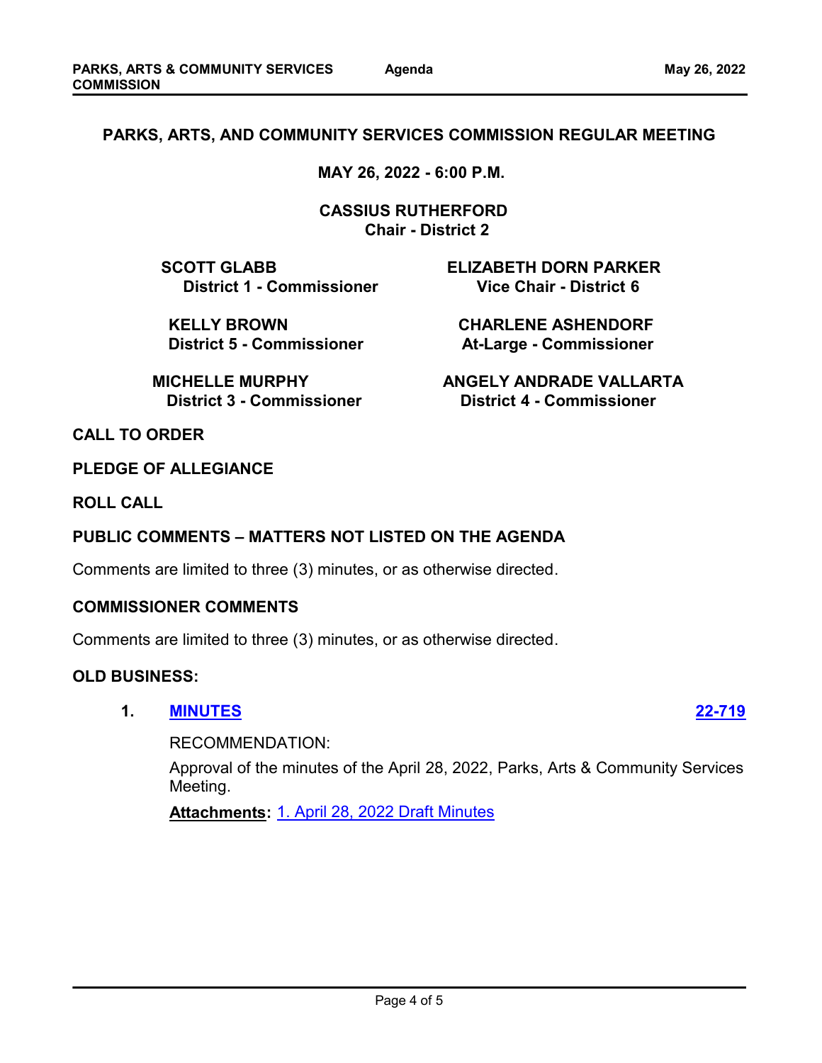# PARKS, ARTS, AND COMMUNITY SERVICES COMMISSION REGULAR MEETING

**MAY 26, 2022 - 6:00 P.M.**

**CASSIUS RUTHERFORD**
**Chair - District 2**

**SCOTT GLABB**
**District 1 - Commissioner**

**ELIZABETH DORN PARKER**
**Vice Chair - District 6**

**KELLY BROWN**
**District 5 - Commissioner**

**CHARLENE ASHENDORF**
**At-Large - Commissioner**

**MICHELLE MURPHY**
**District 3 - Commissioner**

**ANGELY ANDRADE VALLARTA**
**District 4 - Commissioner**

## CALL TO ORDER

## PLEDGE OF ALLEGIANCE

## ROLL CALL

## PUBLIC COMMENTS – MATTERS NOT LISTED ON THE AGENDA

Comments are limited to three (3) minutes, or as otherwise directed.

## COMMISSIONER COMMENTS

Comments are limited to three (3) minutes, or as otherwise directed.

## OLD BUSINESS:

**1. MINUTES** **22-719**

RECOMMENDATION:

Approval of the minutes of the April 28, 2022, Parks, Arts & Community Services Meeting.

**Attachments:** 1. April 28, 2022 Draft Minutes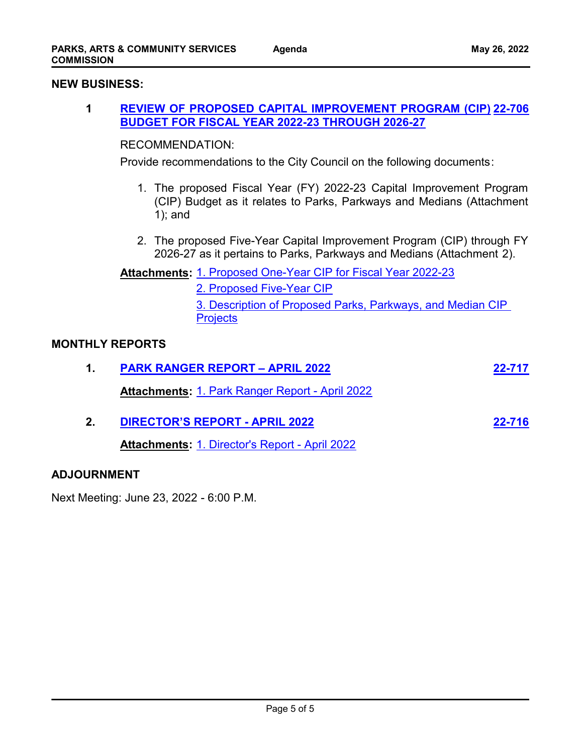## NEW BUSINESS:

**1** **REVIEW OF PROPOSED CAPITAL IMPROVEMENT PROGRAM (CIP) BUDGET FOR FISCAL YEAR 2022-23 THROUGH 2026-27** **22-706**

RECOMMENDATION:

Provide recommendations to the City Council on the following documents:

1. The proposed Fiscal Year (FY) 2022-23 Capital Improvement Program (CIP) Budget as it relates to Parks, Parkways and Medians (Attachment 1); and

2. The proposed Five-Year Capital Improvement Program (CIP) through FY 2026-27 as it pertains to Parks, Parkways and Medians (Attachment 2).

**Attachments:** 1. Proposed One-Year CIP for Fiscal Year 2022-23
2. Proposed Five-Year CIP
3. Description of Proposed Parks, Parkways, and Median CIP Projects

## MONTHLY REPORTS

**1.** **PARK RANGER REPORT – APRIL 2022** **22-717**

**Attachments:** 1. Park Ranger Report - April 2022

**2.** **DIRECTOR'S REPORT - APRIL 2022** **22-716**

**Attachments:** 1. Director's Report - April 2022

## ADJOURNMENT

Next Meeting: June 23, 2022 - 6:00 P.M.